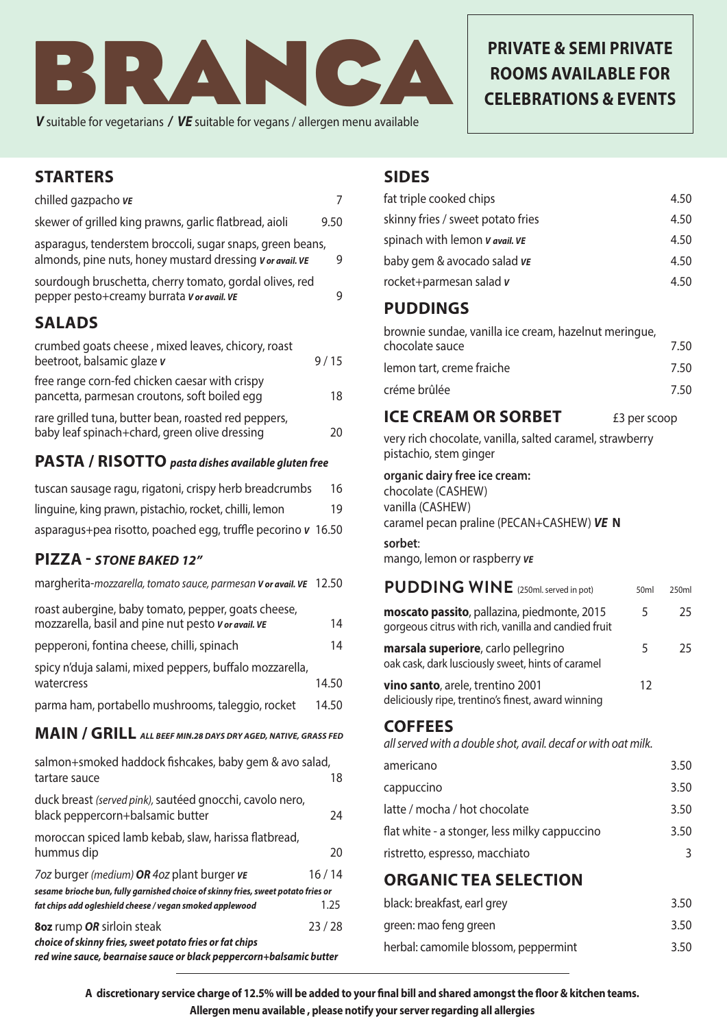# BRANCA

***V*** suitable for vegetarians / ***VE*** suitable for vegans / allergen menu available

**PRIVATE & SEMI PRIVATE ROOMS AVAILABLE FOR CELEBRATIONS & EVENTS**

## STARTERS

| | |
|---|---|
| chilled gazpacho ***VE*** | 7 |
| skewer of grilled king prawns, garlic flatbread, aioli | 9.50 |
| asparagus, tenderstem broccoli, sugar snaps, green beans, almonds, pine nuts, honey mustard dressing ***V or avail. VE*** | 9 |
| sourdough bruschetta, cherry tomato, gordal olives, red pepper pesto+creamy burrata ***V or avail. VE*** | 9 |

## SALADS

| | |
|---|---|
| crumbed goats cheese , mixed leaves, chicory, roast beetroot, balsamic glaze ***V*** | 9 / 15 |
| free range corn-fed chicken caesar with crispy pancetta, parmesan croutons, soft boiled egg | 18 |
| rare grilled tuna, butter bean, roasted red peppers, baby leaf spinach+chard, green olive dressing | 20 |

## PASTA / RISOTTO *pasta dishes available gluten free*

| | |
|---|---|
| tuscan sausage ragu, rigatoni, crispy herb breadcrumbs | 16 |
| linguine, king prawn, pistachio, rocket, chilli, lemon | 19 |
| asparagus+pea risotto, poached egg, truffle pecorino ***V*** | 16.50 |

## PIZZA - *STONE BAKED 12"*

| | |
|---|---|
| margherita-*mozzarella, tomato sauce, parmesan* ***V or avail. VE*** | 12.50 |
| roast aubergine, baby tomato, pepper, goats cheese, mozzarella, basil and pine nut pesto ***V or avail. VE*** | 14 |
| pepperoni, fontina cheese, chilli, spinach | 14 |
| spicy n'duja salami, mixed peppers, buffalo mozzarella, watercress | 14.50 |
| parma ham, portabello mushrooms, taleggio, rocket | 14.50 |

## MAIN / GRILL *ALL BEEF MIN.28 DAYS DRY AGED, NATIVE, GRASS FED*

| | |
|---|---|
| salmon+smoked haddock fishcakes, baby gem & avo salad, tartare sauce | 18 |
| duck breast *(served pink)*, sautéed gnocchi, cavolo nero, black peppercorn+balsamic butter | 24 |
| moroccan spiced lamb kebab, slaw, harissa flatbread, hummus dip | 20 |
| *7oz* burger *(medium)* ***OR*** *4oz* plant burger ***VE*** | 16 / 14 |
| ***sesame brioche bun, fully garnished choice of skinny fries, sweet potato fries or fat chips add ogleshield cheese / vegan smoked applewood*** | 1.25 |
| **8oz** rump ***OR*** sirloin steak ***choice of skinny fries, sweet potato fries or fat chips red wine sauce, bearnaise sauce or black peppercorn+balsamic butter*** | 23 / 28 |

## SIDES

| | |
|---|---|
| fat triple cooked chips | 4.50 |
| skinny fries / sweet potato fries | 4.50 |
| spinach with lemon ***V avail. VE*** | 4.50 |
| baby gem & avocado salad ***VE*** | 4.50 |
| rocket+parmesan salad ***V*** | 4.50 |

## PUDDINGS

| | |
|---|---|
| brownie sundae, vanilla ice cream, hazelnut meringue, chocolate sauce | 7.50 |
| lemon tart, creme fraiche | 7.50 |
| créme brûlée | 7.50 |

## ICE CREAM OR SORBET £3 per scoop

very rich chocolate, vanilla, salted caramel, strawberry pistachio, stem ginger

**organic dairy free ice cream:**
chocolate (CASHEW)
vanilla (CASHEW)
caramel pecan praline (PECAN+CASHEW) ***VE*** **N**

**sorbet**:
mango, lemon or raspberry ***VE***

## PUDDING WINE (250ml. served in pot)

| | 50ml | 250ml |
|---|---|---|
| **moscato passito**, pallazina, piedmonte, 2015<br>gorgeous citrus with rich, vanilla and candied fruit | 5 | 25 |
| **marsala superiore**, carlo pellegrino<br>oak cask, dark lusciously sweet, hints of caramel | 5 | 25 |
| **vino santo**, arele, trentino 2001<br>deliciously ripe, trentino's finest, award winning | 12 | |

## COFFEES

*all served with a double shot, avail. decaf or with oat milk.*

| | |
|---|---|
| americano | 3.50 |
| cappuccino | 3.50 |
| latte / mocha / hot chocolate | 3.50 |
| flat white - a stonger, less milky cappuccino | 3.50 |
| ristretto, espresso, macchiato | 3 |

## ORGANIC TEA SELECTION

| | |
|---|---|
| black: breakfast, earl grey | 3.50 |
| green: mao feng green | 3.50 |
| herbal: camomile blossom, peppermint | 3.50 |

**A discretionary service charge of 12.5% will be added to your final bill and shared amongst the floor & kitchen teams.**
**Allergen menu available , please notify your server regarding all allergies**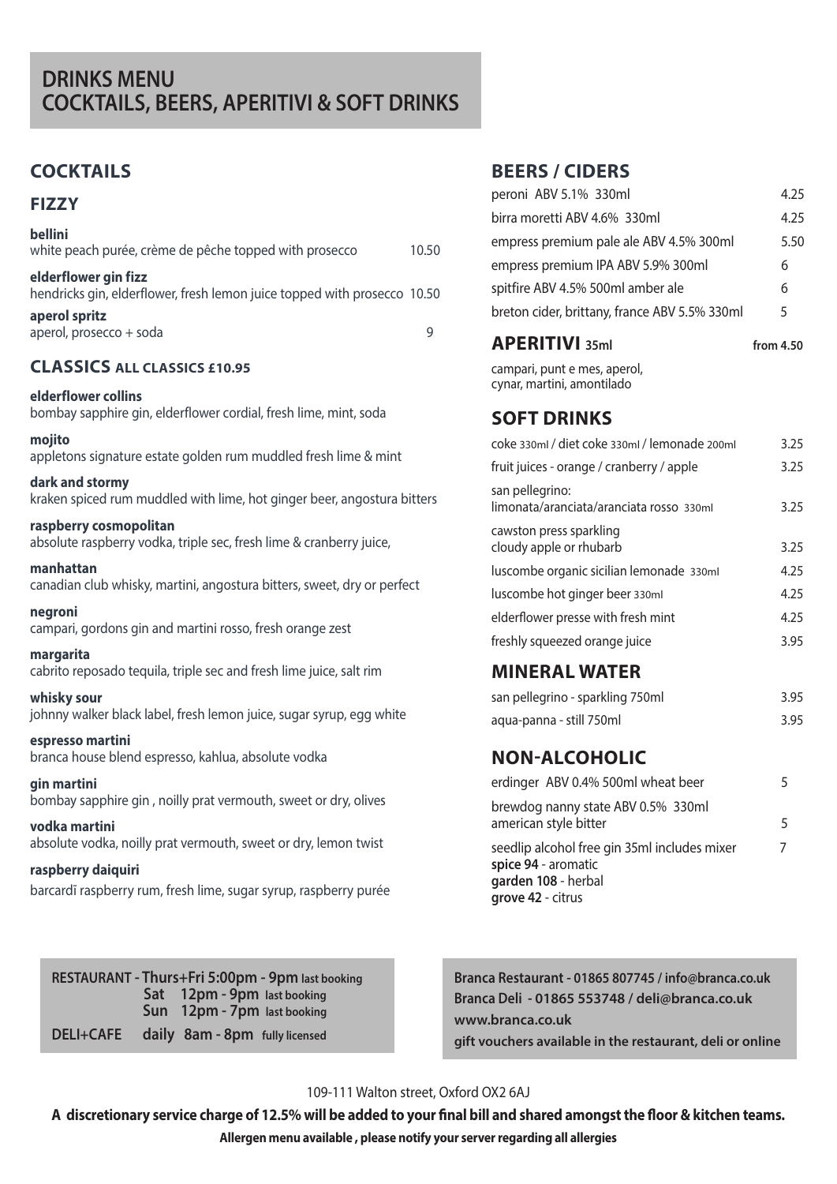# DRINKS MENU
# COCKTAILS, BEERS, APERITIVI & SOFT DRINKS

## COCKTAILS

### FIZZY

| | |
|---|---|
| **bellini**<br>white peach purée, crème de pêche topped with prosecco | 10.50 |
| **elderflower gin fizz**<br>hendricks gin, elderflower, fresh lemon juice topped with prosecco | 10.50 |
| **aperol spritz**<br>aperol, prosecco + soda | 9 |

### CLASSICS ALL CLASSICS £10.95

**elderflower collins**
bombay sapphire gin, elderflower cordial, fresh lime, mint, soda

**mojito**
appletons signature estate golden rum muddled fresh lime & mint

**dark and stormy**
kraken spiced rum muddled with lime, hot ginger beer, angostura bitters

**raspberry cosmopolitan**
absolute raspberry vodka, triple sec, fresh lime & cranberry juice,

**manhattan**
canadian club whisky, martini, angostura bitters, sweet, dry or perfect

**negroni**
campari, gordons gin and martini rosso, fresh orange zest

**margarita**
cabrito reposado tequila, triple sec and fresh lime juice, salt rim

**whisky sour**
johnny walker black label, fresh lemon juice, sugar syrup, egg white

**espresso martini**
branca house blend espresso, kahlua, absolute vodka

**gin martini**
bombay sapphire gin , noilly prat vermouth, sweet or dry, olives

**vodka martini**
absolute vodka, noilly prat vermouth, sweet or dry, lemon twist

**raspberry daiquiri**
barcardi raspberry rum, fresh lime, sugar syrup, raspberry purée

## BEERS / CIDERS

| | |
|---|---|
| peroni ABV 5.1% 330ml | 4.25 |
| birra moretti ABV 4.6% 330ml | 4.25 |
| empress premium pale ale ABV 4.5% 300ml | 5.50 |
| empress premium IPA ABV 5.9% 300ml | 6 |
| spitfire ABV 4.5% 500ml amber ale | 6 |
| breton cider, brittany, france ABV 5.5% 330ml | 5 |

## APERITIVI 35ml — from 4.50

campari, punt e mes, aperol,
cynar, martini, amontillado

## SOFT DRINKS

| | |
|---|---|
| coke 330ml / diet coke 330ml / lemonade 200ml | 3.25 |
| fruit juices - orange / cranberry / apple | 3.25 |
| san pellegrino:<br>limonata/aranciata/aranciata rosso 330ml | 3.25 |
| cawston press sparkling<br>cloudy apple or rhubarb | 3.25 |
| luscombe organic sicilian lemonade 330ml | 4.25 |
| luscombe hot ginger beer 330ml | 4.25 |
| elderflower presse with fresh mint | 4.25 |
| freshly squeezed orange juice | 3.95 |

## MINERAL WATER

| | |
|---|---|
| san pellegrino - sparkling 750ml | 3.95 |
| aqua-panna - still 750ml | 3.95 |

## NON-ALCOHOLIC

| | |
|---|---|
| erdinger ABV 0.4% 500ml wheat beer | 5 |
| brewdog nanny state ABV 0.5% 330ml<br>american style bitter | 5 |
| seedlip alcohol free gin 35ml includes mixer<br>**spice 94** - aromatic<br>**garden 108** - herbal<br>**grove 42** - citrus | 7 |

**RESTAURANT - Thurs+Fri 5:00pm - 9pm** last booking
**Sat 12pm - 9pm** last booking
**Sun 12pm - 7pm** last booking
**DELI+CAFE daily 8am - 8pm** fully licensed

**Branca Restaurant - 01865 807745 / info@branca.co.uk**
**Branca Deli - 01865 553748 / deli@branca.co.uk**
**www.branca.co.uk**
**gift vouchers available in the restaurant, deli or online**

109-111 Walton street, Oxford OX2 6AJ

**A discretionary service charge of 12.5% will be added to your final bill and shared amongst the floor & kitchen teams.**

**Allergen menu available , please notify your server regarding all allergies**